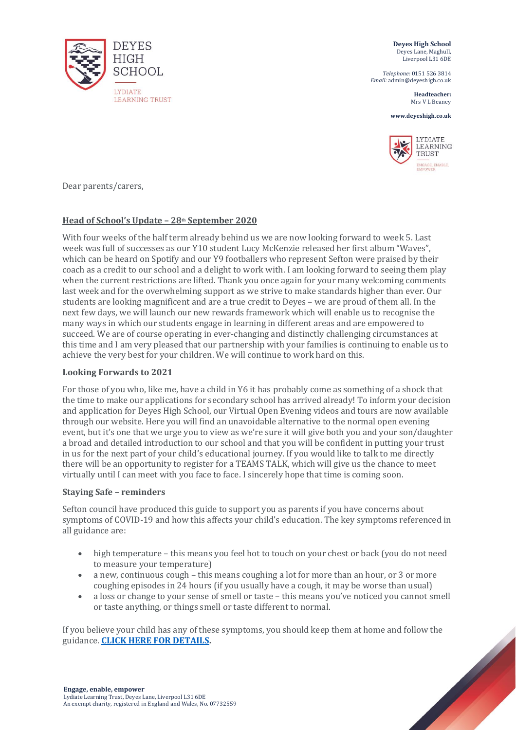**Deyes High School**
Deyes Lane, Maghull,
Liverpool L31 6DE

*Telephone:* 0151 526 3814
*Email:* admin@deyeshigh.co.uk

**Headteacher:**
Mrs V L Beaney

**www.deyeshigh.co.uk**

Dear parents/carers,

## Head of School's Update – 28th September 2020

With four weeks of the half term already behind us we are now looking forward to week 5. Last week was full of successes as our Y10 student Lucy McKenzie released her first album "Waves", which can be heard on Spotify and our Y9 footballers who represent Sefton were praised by their coach as a credit to our school and a delight to work with. I am looking forward to seeing them play when the current restrictions are lifted. Thank you once again for your many welcoming comments last week and for the overwhelming support as we strive to make standards higher than ever. Our students are looking magnificent and are a true credit to Deyes – we are proud of them all. In the next few days, we will launch our new rewards framework which will enable us to recognise the many ways in which our students engage in learning in different areas and are empowered to succeed. We are of course operating in ever-changing and distinctly challenging circumstances at this time and I am very pleased that our partnership with your families is continuing to enable us to achieve the very best for your children. We will continue to work hard on this.

### Looking Forwards to 2021

For those of you who, like me, have a child in Y6 it has probably come as something of a shock that the time to make our applications for secondary school has arrived already! To inform your decision and application for Deyes High School, our Virtual Open Evening videos and tours are now available through our website. Here you will find an unavoidable alternative to the normal open evening event, but it's one that we urge you to view as we're sure it will give both you and your son/daughter a broad and detailed introduction to our school and that you will be confident in putting your trust in us for the next part of your child's educational journey. If you would like to talk to me directly there will be an opportunity to register for a TEAMS TALK, which will give us the chance to meet virtually until I can meet with you face to face. I sincerely hope that time is coming soon.

### Staying Safe – reminders

Sefton council have produced this guide to support you as parents if you have concerns about symptoms of COVID-19 and how this affects your child's education. The key symptoms referenced in all guidance are:

- high temperature – this means you feel hot to touch on your chest or back (you do not need to measure your temperature)
- a new, continuous cough – this means coughing a lot for more than an hour, or 3 or more coughing episodes in 24 hours (if you usually have a cough, it may be worse than usual)
- a loss or change to your sense of smell or taste – this means you've noticed you cannot smell or taste anything, or things smell or taste different to normal.

If you believe your child has any of these symptoms, you should keep them at home and follow the guidance. **CLICK HERE FOR DETAILS**.

**Engage, enable, empower**
Lydiate Learning Trust, Deyes Lane, Liverpool L31 6DE
An exempt charity, registered in England and Wales, No. 07732559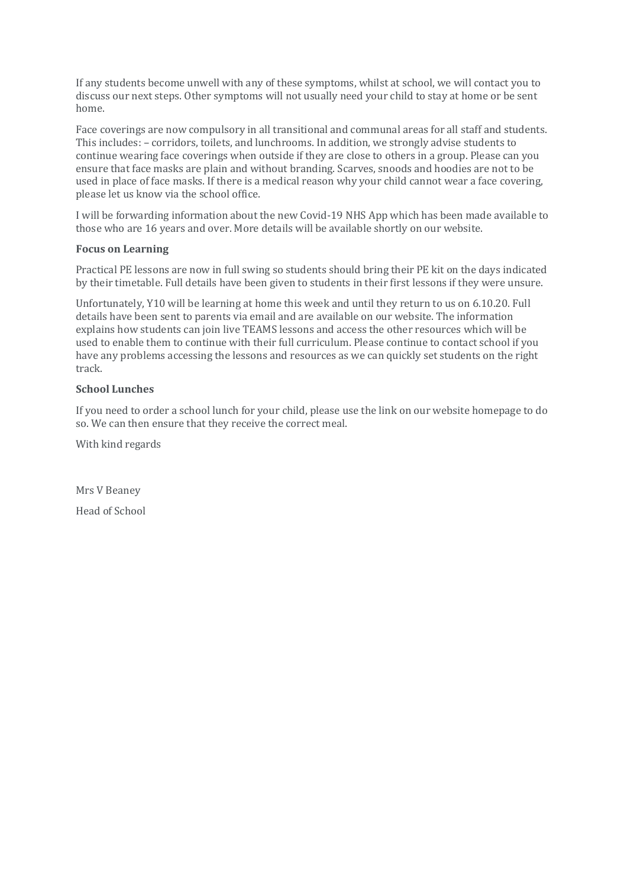If any students become unwell with any of these symptoms, whilst at school, we will contact you to discuss our next steps. Other symptoms will not usually need your child to stay at home or be sent home.

Face coverings are now compulsory in all transitional and communal areas for all staff and students. This includes: – corridors, toilets, and lunchrooms. In addition, we strongly advise students to continue wearing face coverings when outside if they are close to others in a group. Please can you ensure that face masks are plain and without branding. Scarves, snoods and hoodies are not to be used in place of face masks. If there is a medical reason why your child cannot wear a face covering, please let us know via the school office.

I will be forwarding information about the new Covid-19 NHS App which has been made available to those who are 16 years and over. More details will be available shortly on our website.

**Focus on Learning**

Practical PE lessons are now in full swing so students should bring their PE kit on the days indicated by their timetable. Full details have been given to students in their first lessons if they were unsure.

Unfortunately, Y10 will be learning at home this week and until they return to us on 6.10.20. Full details have been sent to parents via email and are available on our website. The information explains how students can join live TEAMS lessons and access the other resources which will be used to enable them to continue with their full curriculum. Please continue to contact school if you have any problems accessing the lessons and resources as we can quickly set students on the right track.

**School Lunches**

If you need to order a school lunch for your child, please use the link on our website homepage to do so. We can then ensure that they receive the correct meal.

With kind regards

Mrs V Beaney

Head of School